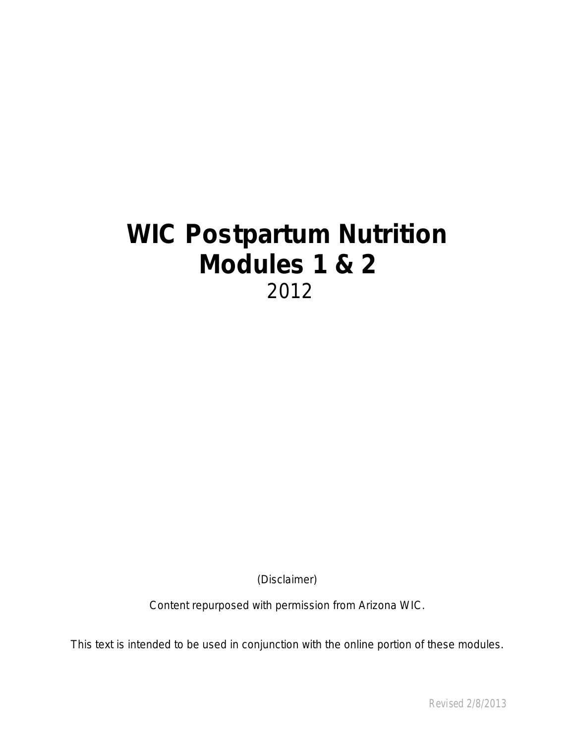# WIC Postpartum Nutrition Modules 1 & 2

2012

(Disclaimer)

Content repurposed with permission from Arizona WIC.

This text is intended to be used in conjunction with the online portion of these modules.

Revised 2/8/2013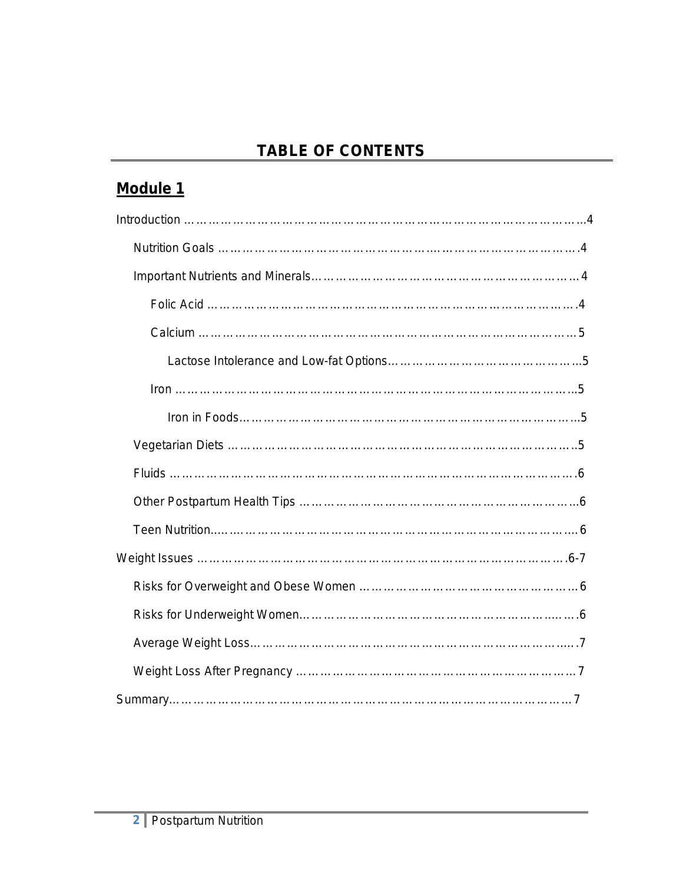# TABLE OF CONTENTS

## Module 1

Introduction ……………………………………………………………………………………4

- Nutrition Goals ……………………………………………………………………………4
- Important Nutrients and Minerals……………………………………………………………4
  - Folic Acid ……………………………………………………………………………………4
  - Calcium ………………………………………………………………………………………5
    - Lactose Intolerance and Low-fat Options…………………………………………5
  - Iron ……………………………………………………………………………………………5
    - Iron in Foods……………………………………………………………………………5
- Vegetarian Diets ……………………………………………………………………………5
- Fluids …………………………………………………………………………………………6
- Other Postpartum Health Tips ……………………………………………………………6
- Teen Nutrition…………………………………………………………………………………6

Weight Issues ……………………………………………………………………………………6-7

- Risks for Overweight and Obese Women ………………………………………………6
- Risks for Underweight Women………………………………………………………………6
- Average Weight Loss…………………………………………………………………………7
- Weight Loss After Pregnancy ………………………………………………………………7

Summary……………………………………………………………………………………………7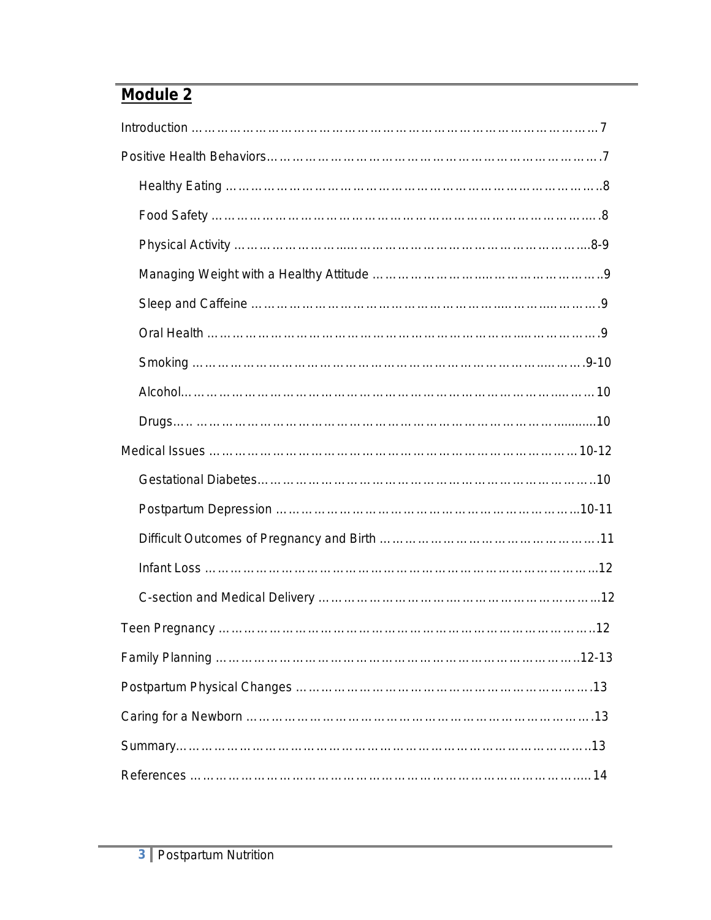## Module 2

Introduction ………………………………………………………………………………… 7

Positive Health Behaviors………………………………………………………………….7

- Healthy Eating ………………………………………………………………………..8
- Food Safety …………………………………………………………………………….8
- Physical Activity ………………………………………………………………………8-9
- Managing Weight with a Healthy Attitude ……………………………………………..9
- Sleep and Caffeine ……………………………………………………………………..9
- Oral Health ……………………………………………………………………………..9
- Smoking ………………………………………………………………………………9-10
- Alcohol………………………………………………………………………………… 10
- Drugs……………………………………………………………………………………10

Medical Issues ……………………………………………………………………… 10-12

- Gestational Diabetes……………………………………………………………………10
- Postpartum Depression ………………………………………………………………10-11
- Difficult Outcomes of Pregnancy and Birth …………………………………………….11
- Infant Loss ………………………………………………………………………………12
- C-section and Medical Delivery …………………………………………………………12

Teen Pregnancy ………………………………………………………………………….12

Family Planning ………………………………………………………………………..12-13

Postpartum Physical Changes …………………………………………………………….13

Caring for a Newborn ……………………………………………………………………..13

Summary……………………………………………………………………………………13

References ………………………………………………………………………………….14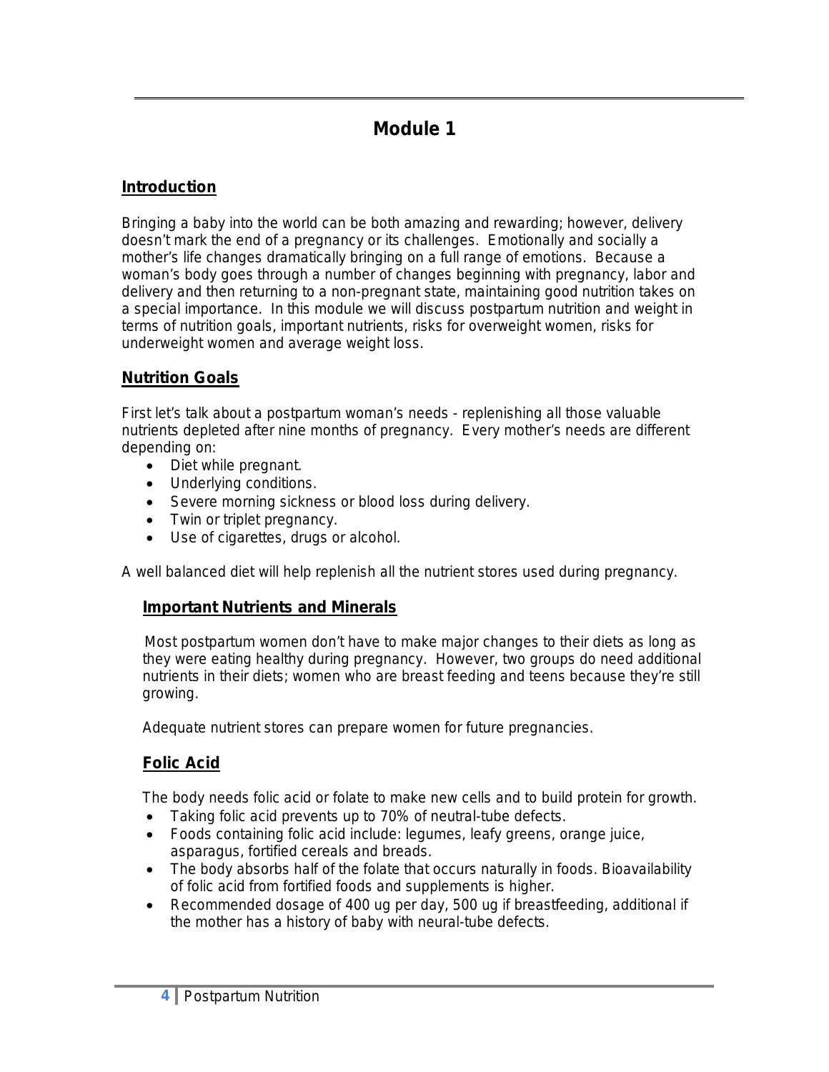# Module 1

## Introduction

Bringing a baby into the world can be both amazing and rewarding; however, delivery doesn't mark the end of a pregnancy or its challenges. Emotionally and socially a mother's life changes dramatically bringing on a full range of emotions. Because a woman's body goes through a number of changes beginning with pregnancy, labor and delivery and then returning to a non-pregnant state, maintaining good nutrition takes on a special importance. In this module we will discuss postpartum nutrition and weight in terms of nutrition goals, important nutrients, risks for overweight women, risks for underweight women and average weight loss.

## Nutrition Goals

First let's talk about a postpartum woman's needs - replenishing all those valuable nutrients depleted after nine months of pregnancy. Every mother's needs are different depending on:

- Diet while pregnant.
- Underlying conditions.
- Severe morning sickness or blood loss during delivery.
- Twin or triplet pregnancy.
- Use of cigarettes, drugs or alcohol.

A well balanced diet will help replenish all the nutrient stores used during pregnancy.

### Important Nutrients and Minerals

Most postpartum women don't have to make major changes to their diets as long as they were eating healthy during pregnancy. However, two groups do need additional nutrients in their diets; women who are breast feeding and teens because they're still growing.

Adequate nutrient stores can prepare women for future pregnancies.

### Folic Acid

The body needs folic acid or folate to make new cells and to build protein for growth.

- Taking folic acid prevents up to 70% of neutral-tube defects.
- Foods containing folic acid include: legumes, leafy greens, orange juice, asparagus, fortified cereals and breads.
- The body absorbs half of the folate that occurs naturally in foods. Bioavailability of folic acid from fortified foods and supplements is higher.
- Recommended dosage of 400 ug per day, 500 ug if breastfeeding, additional if the mother has a history of baby with neural-tube defects.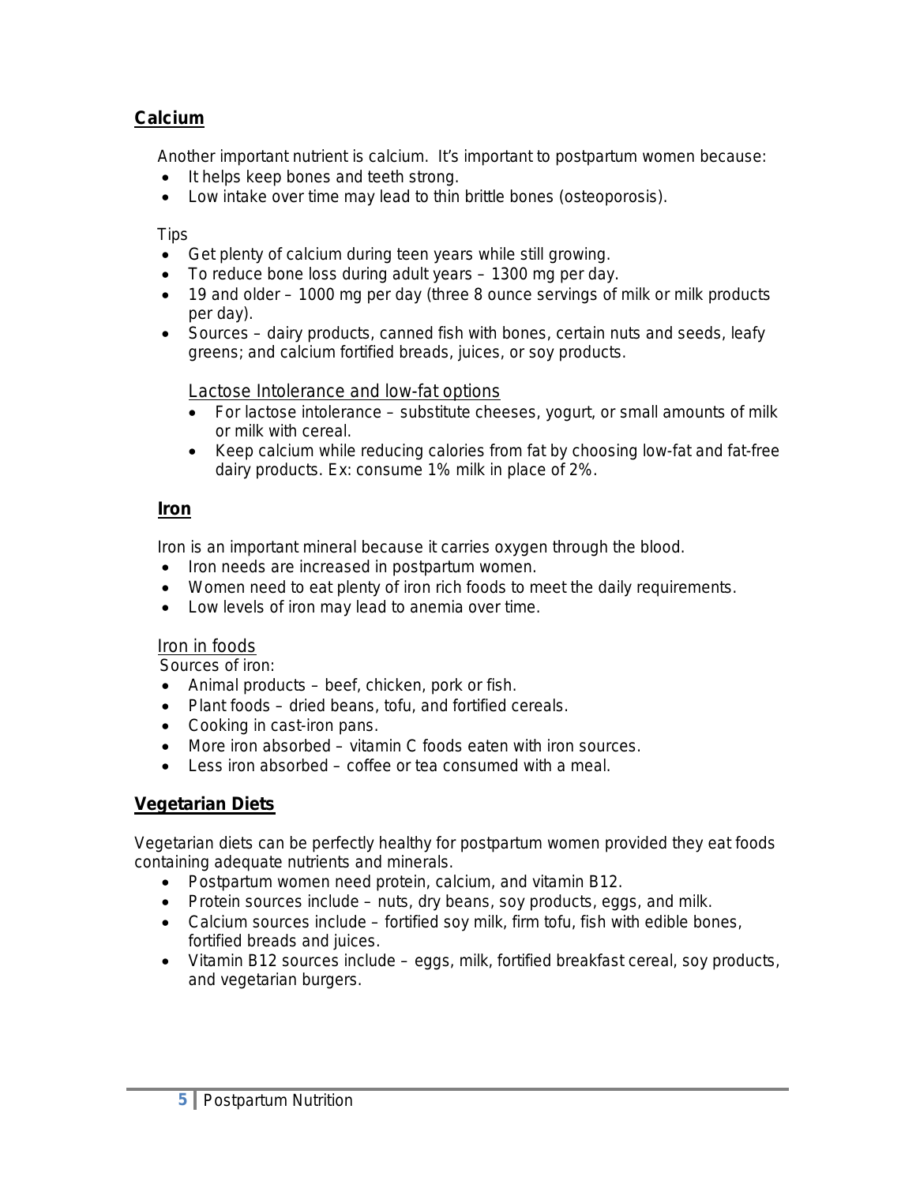## Calcium

Another important nutrient is calcium. It's important to postpartum women because:

- It helps keep bones and teeth strong.
- Low intake over time may lead to thin brittle bones (osteoporosis).

Tips

- Get plenty of calcium during teen years while still growing.
- To reduce bone loss during adult years – 1300 mg per day.
- 19 and older – 1000 mg per day (three 8 ounce servings of milk or milk products per day).
- Sources – dairy products, canned fish with bones, certain nuts and seeds, leafy greens; and calcium fortified breads, juices, or soy products.

### Lactose Intolerance and low-fat options

- For lactose intolerance – substitute cheeses, yogurt, or small amounts of milk or milk with cereal.
- Keep calcium while reducing calories from fat by choosing low-fat and fat-free dairy products. Ex: consume 1% milk in place of 2%.

## Iron

Iron is an important mineral because it carries oxygen through the blood.

- Iron needs are increased in postpartum women.
- Women need to eat plenty of iron rich foods to meet the daily requirements.
- Low levels of iron may lead to anemia over time.

### Iron in foods

Sources of iron:

- Animal products – beef, chicken, pork or fish.
- Plant foods – dried beans, tofu, and fortified cereals.
- Cooking in cast-iron pans.
- More iron absorbed – vitamin C foods eaten with iron sources.
- Less iron absorbed – coffee or tea consumed with a meal.

## Vegetarian Diets

Vegetarian diets can be perfectly healthy for postpartum women provided they eat foods containing adequate nutrients and minerals.

- Postpartum women need protein, calcium, and vitamin B12.
- Protein sources include – nuts, dry beans, soy products, eggs, and milk.
- Calcium sources include – fortified soy milk, firm tofu, fish with edible bones, fortified breads and juices.
- Vitamin B12 sources include – eggs, milk, fortified breakfast cereal, soy products, and vegetarian burgers.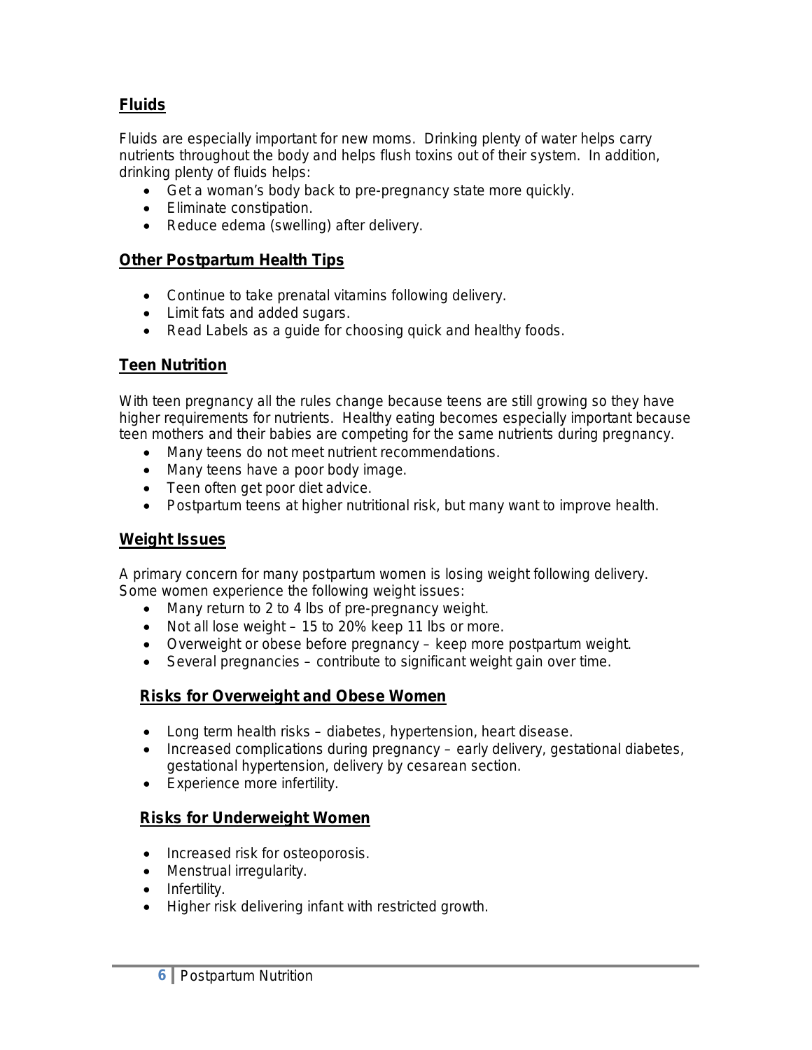## Fluids

Fluids are especially important for new moms. Drinking plenty of water helps carry nutrients throughout the body and helps flush toxins out of their system. In addition, drinking plenty of fluids helps:

- Get a woman's body back to pre-pregnancy state more quickly.
- Eliminate constipation.
- Reduce edema (swelling) after delivery.

## Other Postpartum Health Tips

- Continue to take prenatal vitamins following delivery.
- Limit fats and added sugars.
- Read Labels as a guide for choosing quick and healthy foods.

## Teen Nutrition

With teen pregnancy all the rules change because teens are still growing so they have higher requirements for nutrients. Healthy eating becomes especially important because teen mothers and their babies are competing for the same nutrients during pregnancy.

- Many teens do not meet nutrient recommendations.
- Many teens have a poor body image.
- Teen often get poor diet advice.
- Postpartum teens at higher nutritional risk, but many want to improve health.

## Weight Issues

A primary concern for many postpartum women is losing weight following delivery. Some women experience the following weight issues:

- Many return to 2 to 4 lbs of pre-pregnancy weight.
- Not all lose weight – 15 to 20% keep 11 lbs or more.
- Overweight or obese before pregnancy – keep more postpartum weight.
- Several pregnancies – contribute to significant weight gain over time.

### Risks for Overweight and Obese Women

- Long term health risks – diabetes, hypertension, heart disease.
- Increased complications during pregnancy – early delivery, gestational diabetes, gestational hypertension, delivery by cesarean section.
- Experience more infertility.

### Risks for Underweight Women

- Increased risk for osteoporosis.
- Menstrual irregularity.
- Infertility.
- Higher risk delivering infant with restricted growth.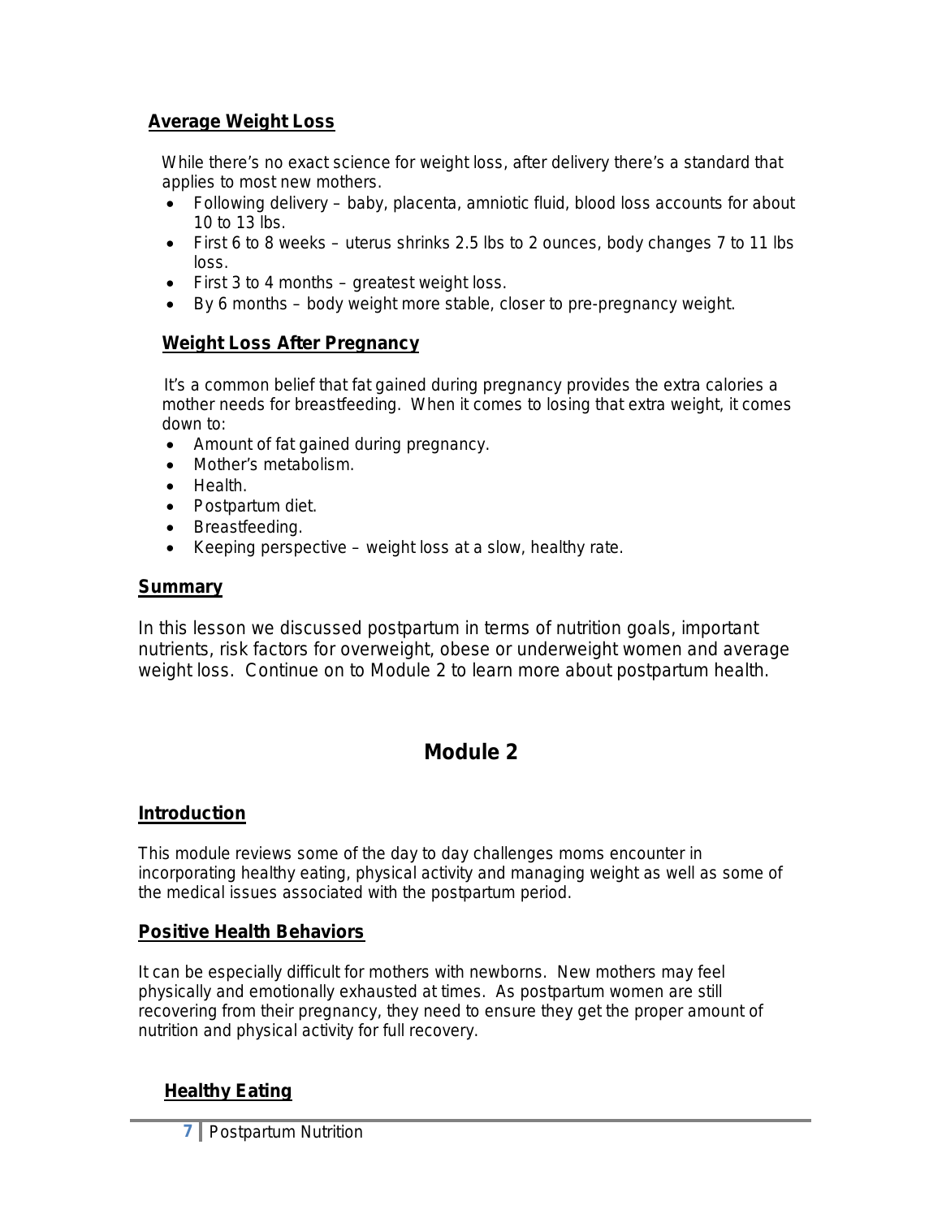## Average Weight Loss

While there's no exact science for weight loss, after delivery there's a standard that applies to most new mothers.

- Following delivery – baby, placenta, amniotic fluid, blood loss accounts for about 10 to 13 lbs.
- First 6 to 8 weeks – uterus shrinks 2.5 lbs to 2 ounces, body changes 7 to 11 lbs loss.
- First 3 to 4 months – greatest weight loss.
- By 6 months – body weight more stable, closer to pre-pregnancy weight.

## Weight Loss After Pregnancy

It's a common belief that fat gained during pregnancy provides the extra calories a mother needs for breastfeeding. When it comes to losing that extra weight, it comes down to:

- Amount of fat gained during pregnancy.
- Mother's metabolism.
- Health.
- Postpartum diet.
- Breastfeeding.
- Keeping perspective – weight loss at a slow, healthy rate.

## Summary

In this lesson we discussed postpartum in terms of nutrition goals, important nutrients, risk factors for overweight, obese or underweight women and average weight loss. Continue on to Module 2 to learn more about postpartum health.

# Module 2

## Introduction

This module reviews some of the day to day challenges moms encounter in incorporating healthy eating, physical activity and managing weight as well as some of the medical issues associated with the postpartum period.

## Positive Health Behaviors

It can be especially difficult for mothers with newborns. New mothers may feel physically and emotionally exhausted at times. As postpartum women are still recovering from their pregnancy, they need to ensure they get the proper amount of nutrition and physical activity for full recovery.

### Healthy Eating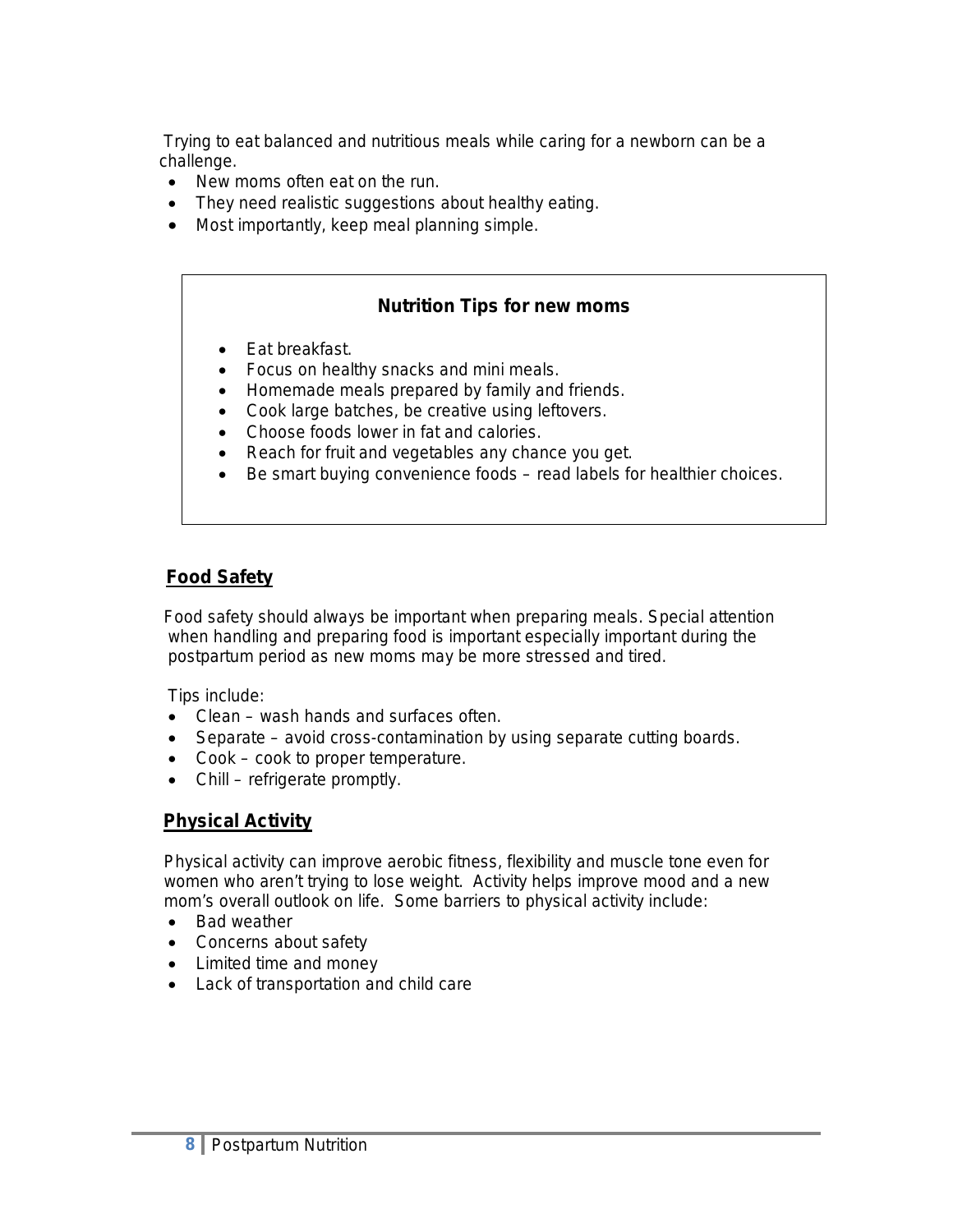Trying to eat balanced and nutritious meals while caring for a newborn can be a challenge.

- New moms often eat on the run.
- They need realistic suggestions about healthy eating.
- Most importantly, keep meal planning simple.

**Nutrition Tips for new moms**

- Eat breakfast.
- Focus on healthy snacks and mini meals.
- Homemade meals prepared by family and friends.
- Cook large batches, be creative using leftovers.
- Choose foods lower in fat and calories.
- Reach for fruit and vegetables any chance you get.
- Be smart buying convenience foods – read labels for healthier choices.

## Food Safety

Food safety should always be important when preparing meals. Special attention when handling and preparing food is important especially important during the postpartum period as new moms may be more stressed and tired.

Tips include:

- Clean – wash hands and surfaces often.
- Separate – avoid cross-contamination by using separate cutting boards.
- Cook – cook to proper temperature.
- Chill – refrigerate promptly.

## Physical Activity

Physical activity can improve aerobic fitness, flexibility and muscle tone even for women who aren't trying to lose weight. Activity helps improve mood and a new mom's overall outlook on life. Some barriers to physical activity include:

- Bad weather
- Concerns about safety
- Limited time and money
- Lack of transportation and child care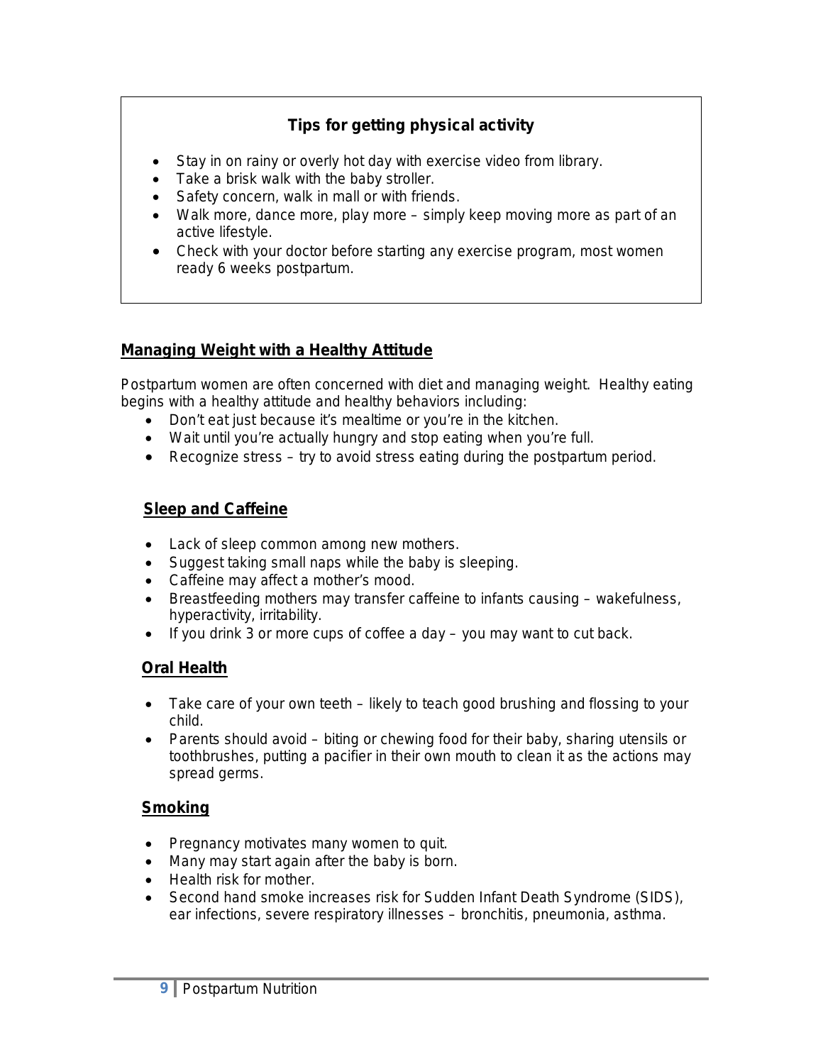### Tips for getting physical activity

- Stay in on rainy or overly hot day with exercise video from library.
- Take a brisk walk with the baby stroller.
- Safety concern, walk in mall or with friends.
- Walk more, dance more, play more – simply keep moving more as part of an active lifestyle.
- Check with your doctor before starting any exercise program, most women ready 6 weeks postpartum.

## Managing Weight with a Healthy Attitude

Postpartum women are often concerned with diet and managing weight. Healthy eating begins with a healthy attitude and healthy behaviors including:

- Don't eat just because it's mealtime or you're in the kitchen.
- Wait until you're actually hungry and stop eating when you're full.
- Recognize stress – try to avoid stress eating during the postpartum period.

## Sleep and Caffeine

- Lack of sleep common among new mothers.
- Suggest taking small naps while the baby is sleeping.
- Caffeine may affect a mother's mood.
- Breastfeeding mothers may transfer caffeine to infants causing – wakefulness, hyperactivity, irritability.
- If you drink 3 or more cups of coffee a day – you may want to cut back.

## Oral Health

- Take care of your own teeth – likely to teach good brushing and flossing to your child.
- Parents should avoid – biting or chewing food for their baby, sharing utensils or toothbrushes, putting a pacifier in their own mouth to clean it as the actions may spread germs.

## Smoking

- Pregnancy motivates many women to quit.
- Many may start again after the baby is born.
- Health risk for mother.
- Second hand smoke increases risk for Sudden Infant Death Syndrome (SIDS), ear infections, severe respiratory illnesses – bronchitis, pneumonia, asthma.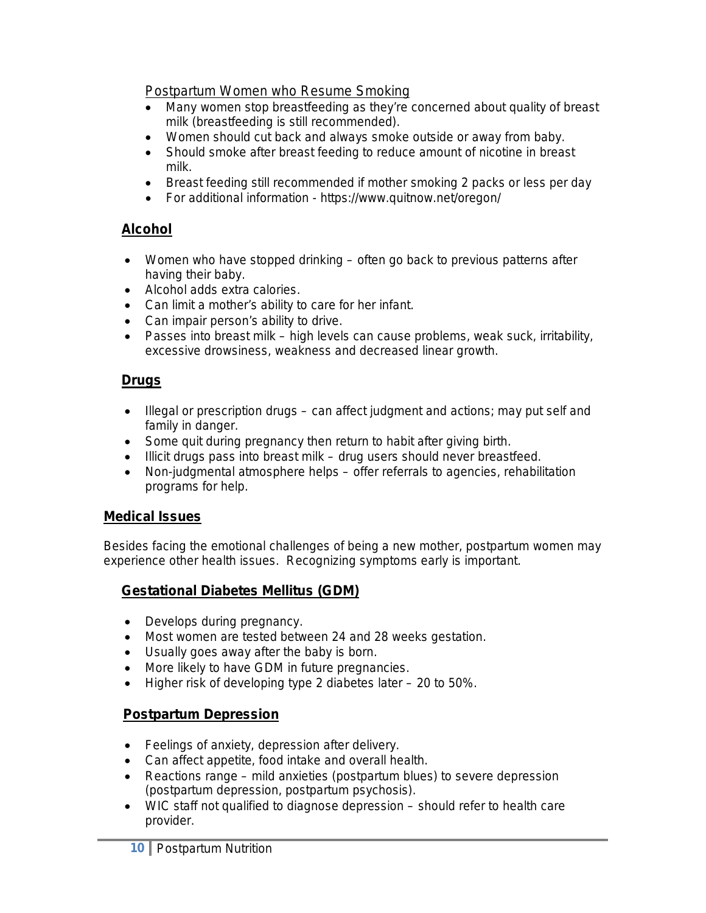Postpartum Women who Resume Smoking

- Many women stop breastfeeding as they're concerned about quality of breast milk (breastfeeding is still recommended).
- Women should cut back and always smoke outside or away from baby.
- Should smoke after breast feeding to reduce amount of nicotine in breast milk.
- Breast feeding still recommended if mother smoking 2 packs or less per day
- For additional information - https://www.quitnow.net/oregon/

### Alcohol

- Women who have stopped drinking – often go back to previous patterns after having their baby.
- Alcohol adds extra calories.
- Can limit a mother's ability to care for her infant.
- Can impair person's ability to drive.
- Passes into breast milk – high levels can cause problems, weak suck, irritability, excessive drowsiness, weakness and decreased linear growth.

### Drugs

- Illegal or prescription drugs – can affect judgment and actions; may put self and family in danger.
- Some quit during pregnancy then return to habit after giving birth.
- Illicit drugs pass into breast milk – drug users should never breastfeed.
- Non-judgmental atmosphere helps – offer referrals to agencies, rehabilitation programs for help.

## Medical Issues

Besides facing the emotional challenges of being a new mother, postpartum women may experience other health issues. Recognizing symptoms early is important.

### Gestational Diabetes Mellitus (GDM)

- Develops during pregnancy.
- Most women are tested between 24 and 28 weeks gestation.
- Usually goes away after the baby is born.
- More likely to have GDM in future pregnancies.
- Higher risk of developing type 2 diabetes later – 20 to 50%.

### Postpartum Depression

- Feelings of anxiety, depression after delivery.
- Can affect appetite, food intake and overall health.
- Reactions range – mild anxieties (postpartum blues) to severe depression (postpartum depression, postpartum psychosis).
- WIC staff not qualified to diagnose depression – should refer to health care provider.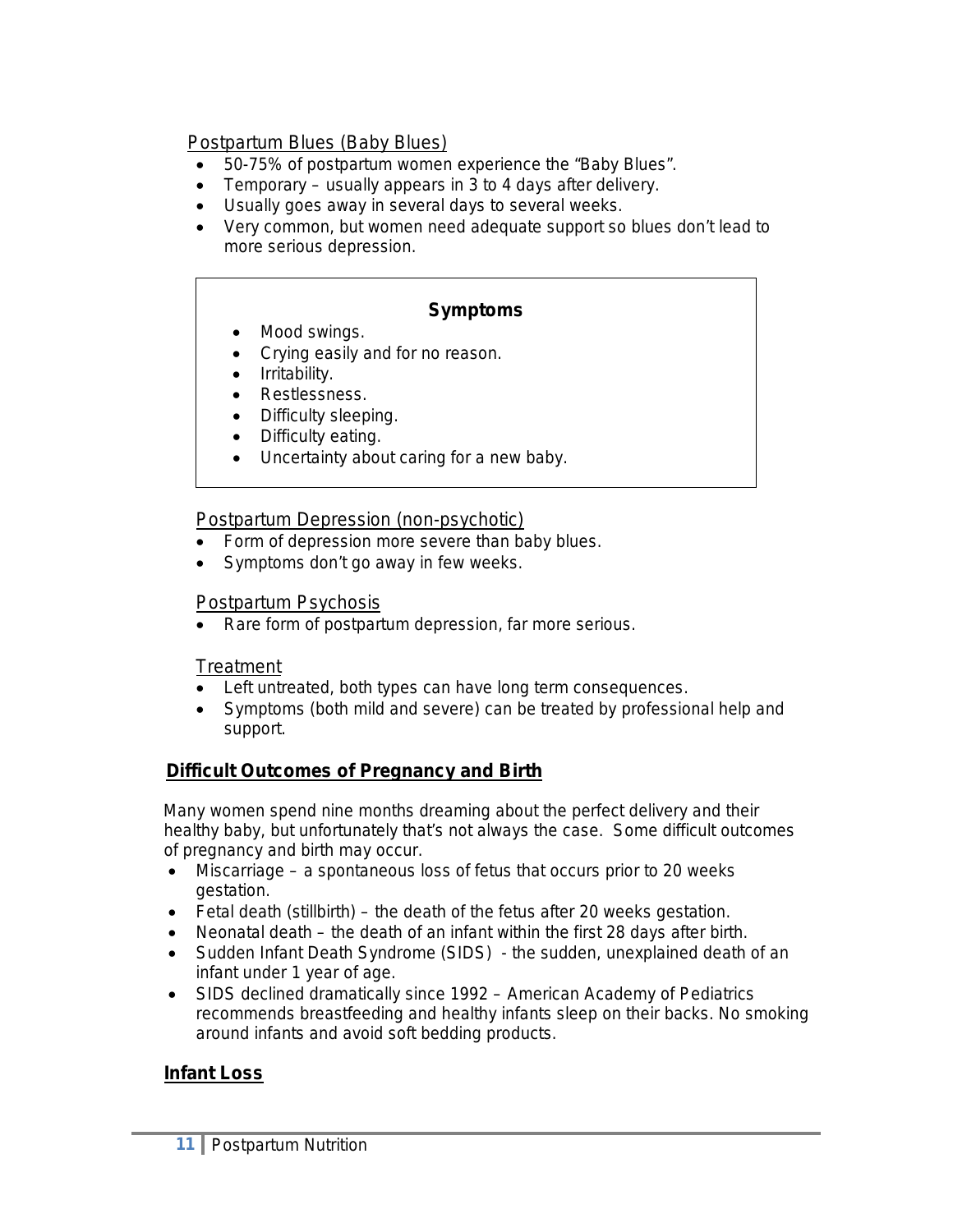### Postpartum Blues (Baby Blues)

- 50-75% of postpartum women experience the "Baby Blues".
- Temporary – usually appears in 3 to 4 days after delivery.
- Usually goes away in several days to several weeks.
- Very common, but women need adequate support so blues don't lead to more serious depression.

**Symptoms**

- Mood swings.
- Crying easily and for no reason.
- Irritability.
- Restlessness.
- Difficulty sleeping.
- Difficulty eating.
- Uncertainty about caring for a new baby.

### Postpartum Depression (non-psychotic)

- Form of depression more severe than baby blues.
- Symptoms don't go away in few weeks.

### Postpartum Psychosis

- Rare form of postpartum depression, far more serious.

### Treatment

- Left untreated, both types can have long term consequences.
- Symptoms (both mild and severe) can be treated by professional help and support.

## Difficult Outcomes of Pregnancy and Birth

Many women spend nine months dreaming about the perfect delivery and their healthy baby, but unfortunately that's not always the case. Some difficult outcomes of pregnancy and birth may occur.

- Miscarriage – a spontaneous loss of fetus that occurs prior to 20 weeks gestation.
- Fetal death (stillbirth) – the death of the fetus after 20 weeks gestation.
- Neonatal death – the death of an infant within the first 28 days after birth.
- Sudden Infant Death Syndrome (SIDS) - the sudden, unexplained death of an infant under 1 year of age.
- SIDS declined dramatically since 1992 – American Academy of Pediatrics recommends breastfeeding and healthy infants sleep on their backs. No smoking around infants and avoid soft bedding products.

## Infant Loss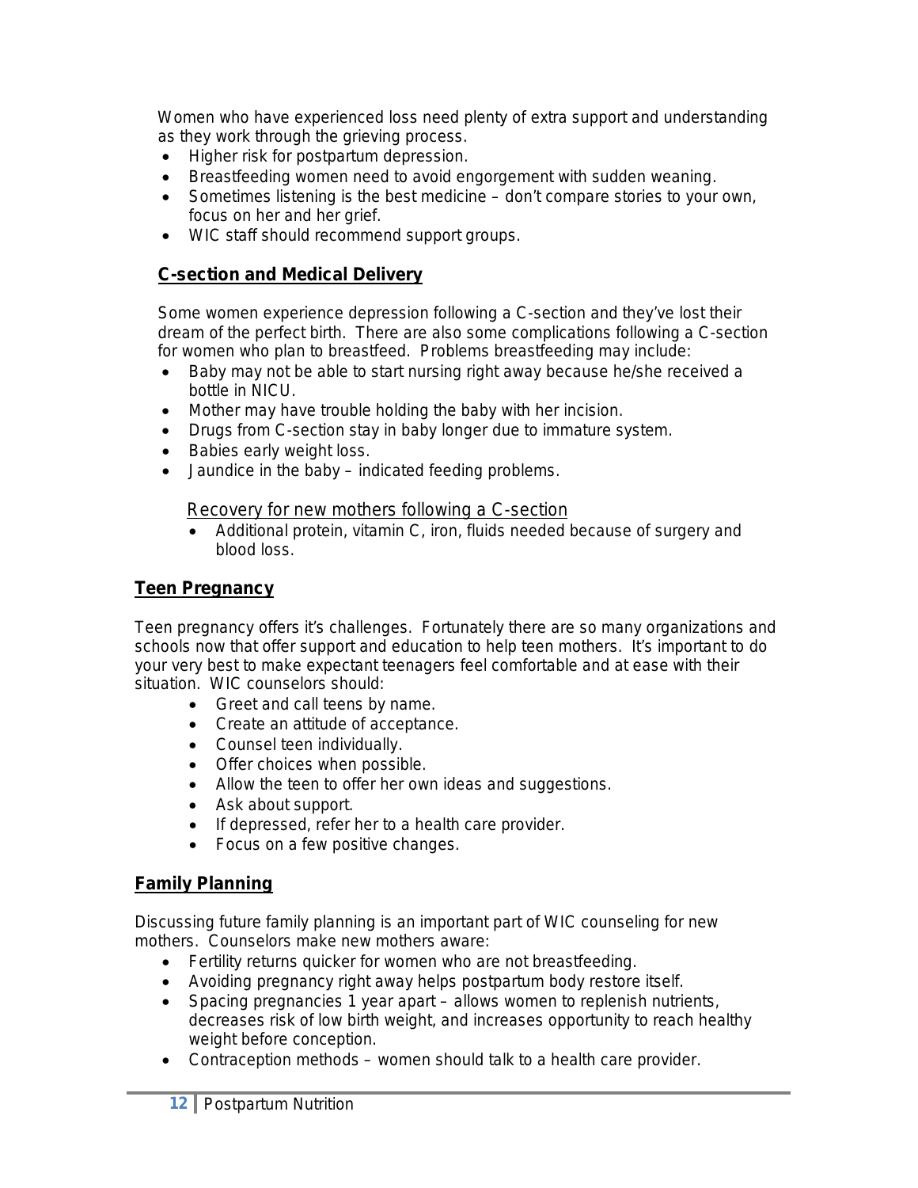Women who have experienced loss need plenty of extra support and understanding as they work through the grieving process.

- Higher risk for postpartum depression.
- Breastfeeding women need to avoid engorgement with sudden weaning.
- Sometimes listening is the best medicine – don't compare stories to your own, focus on her and her grief.
- WIC staff should recommend support groups.

### C-section and Medical Delivery

Some women experience depression following a C-section and they've lost their dream of the perfect birth. There are also some complications following a C-section for women who plan to breastfeed. Problems breastfeeding may include:

- Baby may not be able to start nursing right away because he/she received a bottle in NICU.
- Mother may have trouble holding the baby with her incision.
- Drugs from C-section stay in baby longer due to immature system.
- Babies early weight loss.
- Jaundice in the baby – indicated feeding problems.

#### Recovery for new mothers following a C-section

- Additional protein, vitamin C, iron, fluids needed because of surgery and blood loss.

## Teen Pregnancy

Teen pregnancy offers it's challenges. Fortunately there are so many organizations and schools now that offer support and education to help teen mothers. It's important to do your very best to make expectant teenagers feel comfortable and at ease with their situation. WIC counselors should:

- Greet and call teens by name.
- Create an attitude of acceptance.
- Counsel teen individually.
- Offer choices when possible.
- Allow the teen to offer her own ideas and suggestions.
- Ask about support.
- If depressed, refer her to a health care provider.
- Focus on a few positive changes.

## Family Planning

Discussing future family planning is an important part of WIC counseling for new mothers. Counselors make new mothers aware:

- Fertility returns quicker for women who are not breastfeeding.
- Avoiding pregnancy right away helps postpartum body restore itself.
- Spacing pregnancies 1 year apart – allows women to replenish nutrients, decreases risk of low birth weight, and increases opportunity to reach healthy weight before conception.
- Contraception methods – women should talk to a health care provider.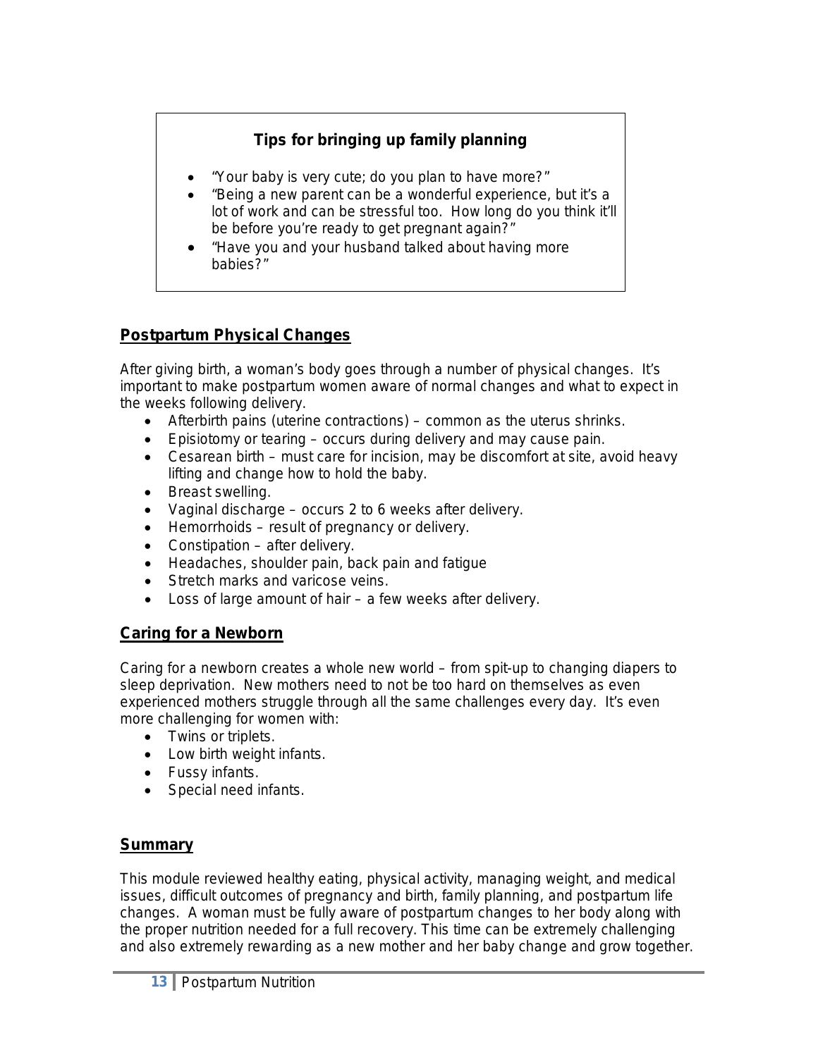**Tips for bringing up family planning**

- "Your baby is very cute; do you plan to have more?"
- "Being a new parent can be a wonderful experience, but it's a lot of work and can be stressful too. How long do you think it'll be before you're ready to get pregnant again?"
- "Have you and your husband talked about having more babies?"

## Postpartum Physical Changes

After giving birth, a woman's body goes through a number of physical changes. It's important to make postpartum women aware of normal changes and what to expect in the weeks following delivery.

- Afterbirth pains (uterine contractions) – common as the uterus shrinks.
- Episiotomy or tearing – occurs during delivery and may cause pain.
- Cesarean birth – must care for incision, may be discomfort at site, avoid heavy lifting and change how to hold the baby.
- Breast swelling.
- Vaginal discharge – occurs 2 to 6 weeks after delivery.
- Hemorrhoids – result of pregnancy or delivery.
- Constipation – after delivery.
- Headaches, shoulder pain, back pain and fatigue
- Stretch marks and varicose veins.
- Loss of large amount of hair – a few weeks after delivery.

## Caring for a Newborn

Caring for a newborn creates a whole new world – from spit-up to changing diapers to sleep deprivation. New mothers need to not be too hard on themselves as even experienced mothers struggle through all the same challenges every day. It's even more challenging for women with:

- Twins or triplets.
- Low birth weight infants.
- Fussy infants.
- Special need infants.

## Summary

This module reviewed healthy eating, physical activity, managing weight, and medical issues, difficult outcomes of pregnancy and birth, family planning, and postpartum life changes. A woman must be fully aware of postpartum changes to her body along with the proper nutrition needed for a full recovery. This time can be extremely challenging and also extremely rewarding as a new mother and her baby change and grow together.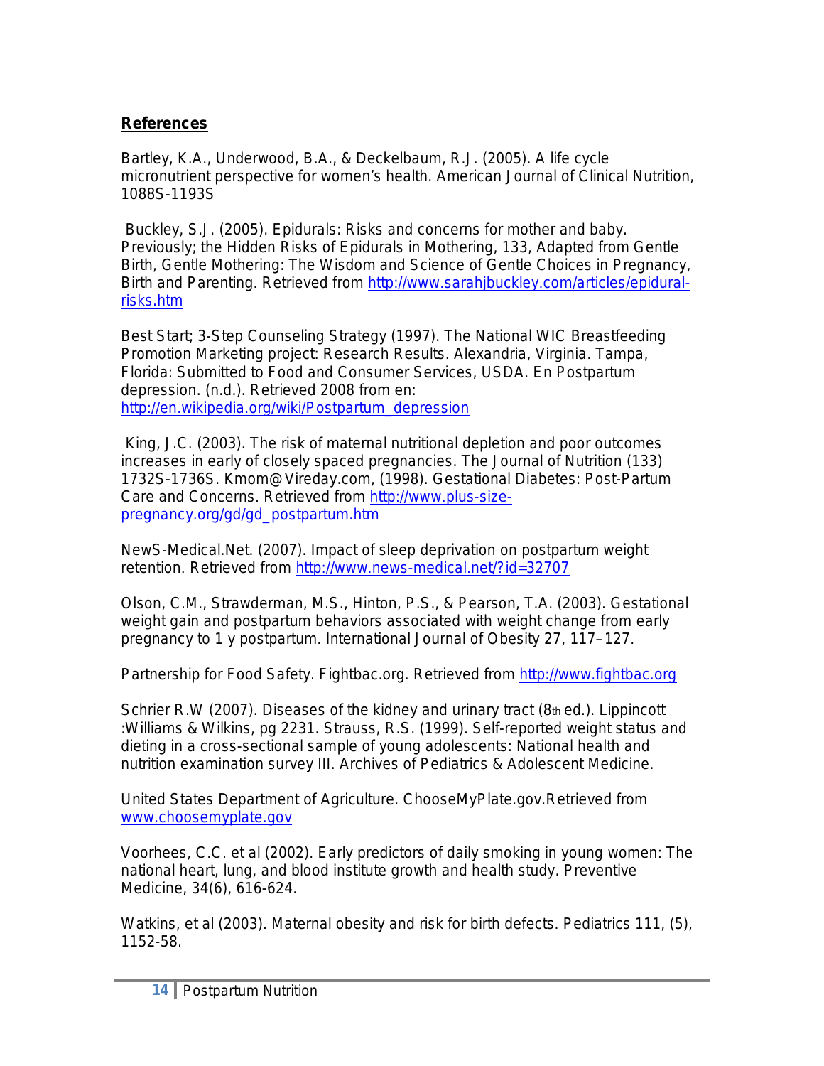## **References**

Bartley, K.A., Underwood, B.A., & Deckelbaum, R.J. (2005). A life cycle micronutrient perspective for women's health. American Journal of Clinical Nutrition, 1088S-1193S

Buckley, S.J. (2005). Epidurals: Risks and concerns for mother and baby. Previously; the Hidden Risks of Epidurals in Mothering, 133, Adapted from Gentle Birth, Gentle Mothering: The Wisdom and Science of Gentle Choices in Pregnancy, Birth and Parenting. Retrieved from [http://www.sarahjbuckley.com/articles/epidural-risks.htm](http://www.sarahjbuckley.com/articles/epidural-risks.htm)

Best Start; 3-Step Counseling Strategy (1997). The National WIC Breastfeeding Promotion Marketing project: Research Results. Alexandria, Virginia. Tampa, Florida: Submitted to Food and Consumer Services, USDA. En Postpartum depression. (n.d.). Retrieved 2008 from en: [http://en.wikipedia.org/wiki/Postpartum_depression](http://en.wikipedia.org/wiki/Postpartum_depression)

King, J.C. (2003). The risk of maternal nutritional depletion and poor outcomes increases in early of closely spaced pregnancies. The Journal of Nutrition (133) 1732S-1736S. Kmom@Vireday.com, (1998). Gestational Diabetes: Post-Partum Care and Concerns. Retrieved from [http://www.plus-size-pregnancy.org/gd/gd_postpartum.htm](http://www.plus-size-pregnancy.org/gd/gd_postpartum.htm)

NewS-Medical.Net. (2007). Impact of sleep deprivation on postpartum weight retention. Retrieved from [http://www.news-medical.net/?id=32707](http://www.news-medical.net/?id=32707)

Olson, C.M., Strawderman, M.S., Hinton, P.S., & Pearson, T.A. (2003). Gestational weight gain and postpartum behaviors associated with weight change from early pregnancy to 1 y postpartum. International Journal of Obesity 27, 117–127.

Partnership for Food Safety. Fightbac.org. Retrieved from [http://www.fightbac.org](http://www.fightbac.org)

Schrier R.W (2007). Diseases of the kidney and urinary tract (8th ed.). Lippincott :Williams & Wilkins, pg 2231. Strauss, R.S. (1999). Self-reported weight status and dieting in a cross-sectional sample of young adolescents: National health and nutrition examination survey III. Archives of Pediatrics & Adolescent Medicine.

United States Department of Agriculture. ChooseMyPlate.gov.Retrieved from [www.choosemyplate.gov](www.choosemyplate.gov)

Voorhees, C.C. et al (2002). Early predictors of daily smoking in young women: The national heart, lung, and blood institute growth and health study. Preventive Medicine, 34(6), 616-624.

Watkins, et al (2003). Maternal obesity and risk for birth defects. Pediatrics 111, (5), 1152-58.